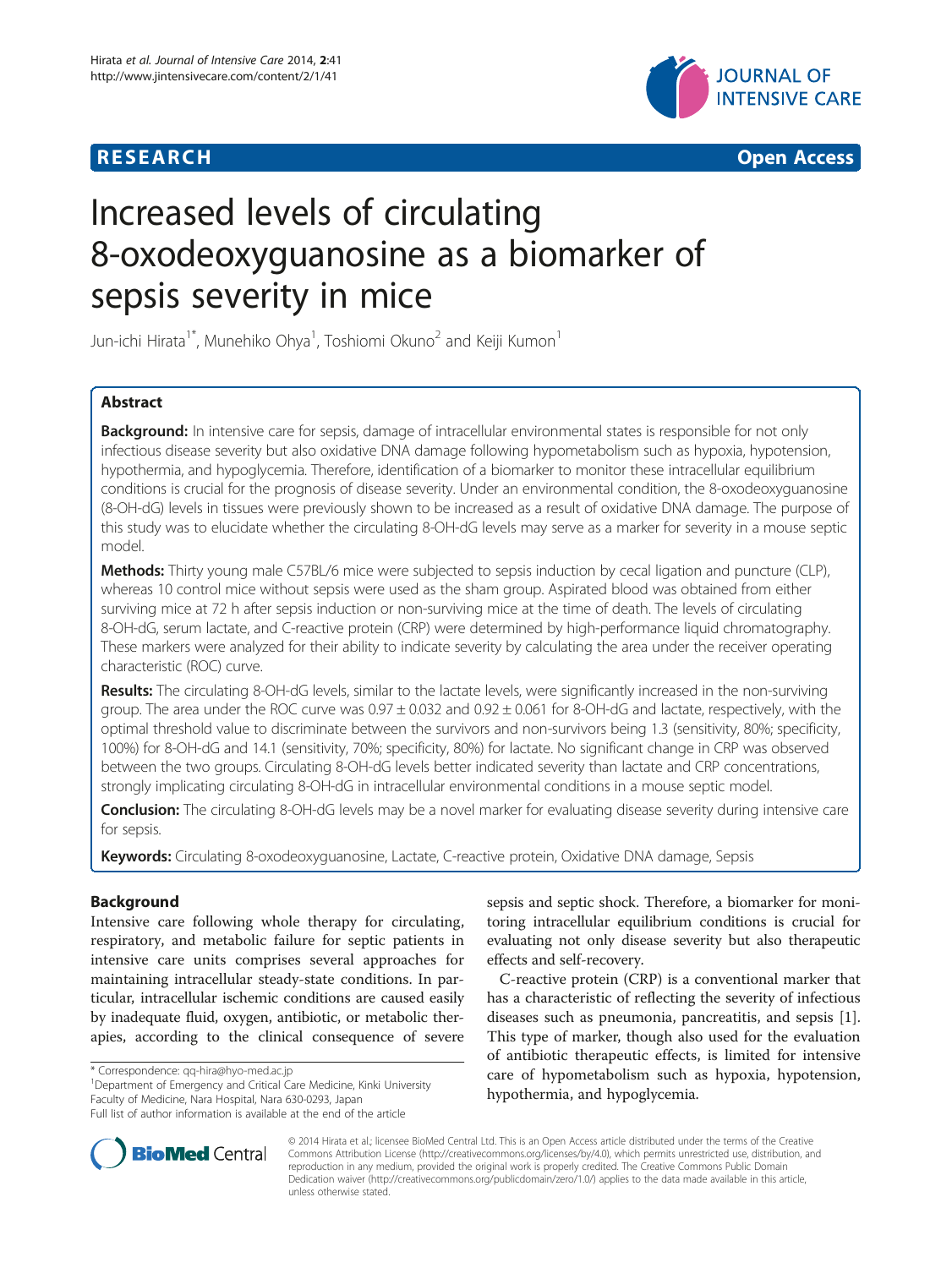**RESEARCH** **Open Access**

# Increased levels of circulating 8-oxodeoxyguanosine as a biomarker of sepsis severity in mice

Jun-ichi Hirata[1*], Munehiko Ohya[1], Toshiomi Okuno[2] and Keiji Kumon[1]

## Abstract

**Background:** In intensive care for sepsis, damage of intracellular environmental states is responsible for not only infectious disease severity but also oxidative DNA damage following hypometabolism such as hypoxia, hypotension, hypothermia, and hypoglycemia. Therefore, identification of a biomarker to monitor these intracellular equilibrium conditions is crucial for the prognosis of disease severity. Under an environmental condition, the 8-oxodeoxyguanosine (8-OH-dG) levels in tissues were previously shown to be increased as a result of oxidative DNA damage. The purpose of this study was to elucidate whether the circulating 8-OH-dG levels may serve as a marker for severity in a mouse septic model.

**Methods:** Thirty young male C57BL/6 mice were subjected to sepsis induction by cecal ligation and puncture (CLP), whereas 10 control mice without sepsis were used as the sham group. Aspirated blood was obtained from either surviving mice at 72 h after sepsis induction or non-surviving mice at the time of death. The levels of circulating 8-OH-dG, serum lactate, and C-reactive protein (CRP) were determined by high-performance liquid chromatography. These markers were analyzed for their ability to indicate severity by calculating the area under the receiver operating characteristic (ROC) curve.

**Results:** The circulating 8-OH-dG levels, similar to the lactate levels, were significantly increased in the non-surviving group. The area under the ROC curve was $0.97 \pm 0.032$ and $0.92 \pm 0.061$ for 8-OH-dG and lactate, respectively, with the optimal threshold value to discriminate between the survivors and non-survivors being 1.3 (sensitivity, 80%; specificity, 100%) for 8-OH-dG and 14.1 (sensitivity, 70%; specificity, 80%) for lactate. No significant change in CRP was observed between the two groups. Circulating 8-OH-dG levels better indicated severity than lactate and CRP concentrations, strongly implicating circulating 8-OH-dG in intracellular environmental conditions in a mouse septic model.

**Conclusion:** The circulating 8-OH-dG levels may be a novel marker for evaluating disease severity during intensive care for sepsis.

**Keywords:** Circulating 8-oxodeoxyguanosine, Lactate, C-reactive protein, Oxidative DNA damage, Sepsis

## Background

Intensive care following whole therapy for circulating, respiratory, and metabolic failure for septic patients in intensive care units comprises several approaches for maintaining intracellular steady-state conditions. In particular, intracellular ischemic conditions are caused easily by inadequate fluid, oxygen, antibiotic, or metabolic therapies, according to the clinical consequence of severe sepsis and septic shock. Therefore, a biomarker for monitoring intracellular equilibrium conditions is crucial for evaluating not only disease severity but also therapeutic effects and self-recovery.

C-reactive protein (CRP) is a conventional marker that has a characteristic of reflecting the severity of infectious diseases such as pneumonia, pancreatitis, and sepsis [1]. This type of marker, though also used for the evaluation of antibiotic therapeutic effects, is limited for intensive care of hypometabolism such as hypoxia, hypotension, hypothermia, and hypoglycemia.

* Correspondence: qq-hira@hyo-med.ac.jp
[1]Department of Emergency and Critical Care Medicine, Kinki University Faculty of Medicine, Nara Hospital, Nara 630-0293, Japan
Full list of author information is available at the end of the article

© 2014 Hirata et al.; licensee BioMed Central Ltd. This is an Open Access article distributed under the terms of the Creative Commons Attribution License (http://creativecommons.org/licenses/by/4.0), which permits unrestricted use, distribution, and reproduction in any medium, provided the original work is properly credited. The Creative Commons Public Domain Dedication waiver (http://creativecommons.org/publicdomain/zero/1.0/) applies to the data made available in this article, unless otherwise stated.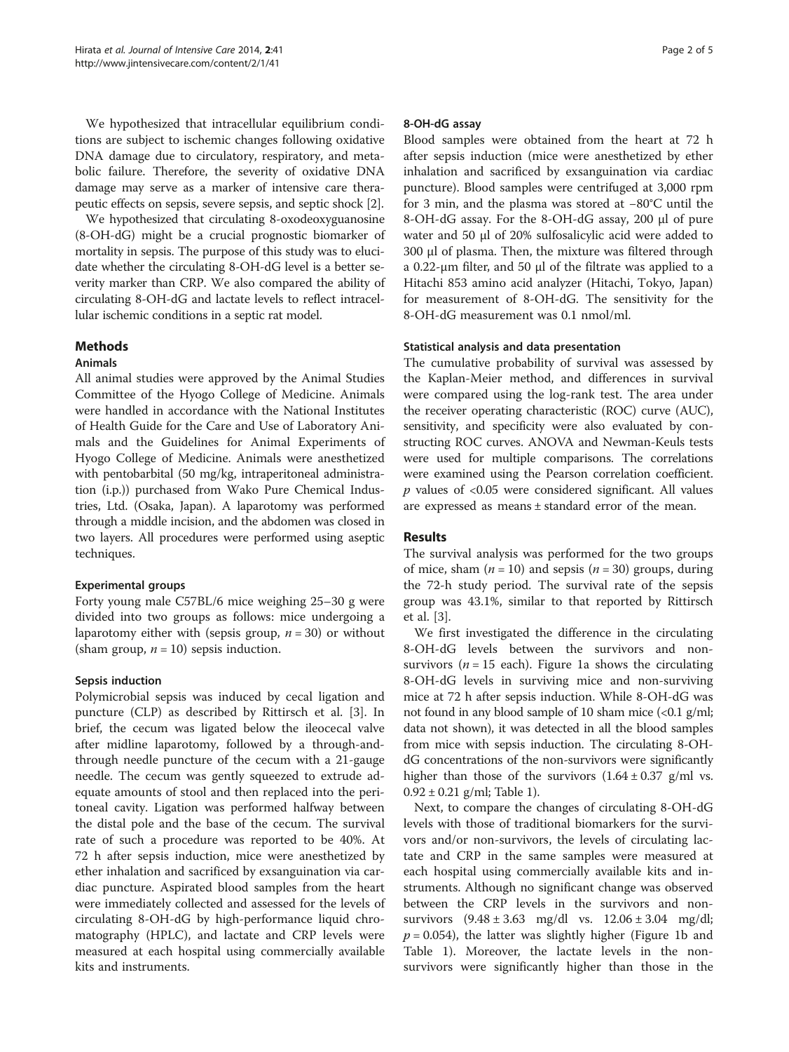We hypothesized that intracellular equilibrium conditions are subject to ischemic changes following oxidative DNA damage due to circulatory, respiratory, and metabolic failure. Therefore, the severity of oxidative DNA damage may serve as a marker of intensive care therapeutic effects on sepsis, severe sepsis, and septic shock [2].

We hypothesized that circulating 8-oxodeoxyguanosine (8-OH-dG) might be a crucial prognostic biomarker of mortality in sepsis. The purpose of this study was to elucidate whether the circulating 8-OH-dG level is a better severity marker than CRP. We also compared the ability of circulating 8-OH-dG and lactate levels to reflect intracellular ischemic conditions in a septic rat model.

## Methods

### Animals

All animal studies were approved by the Animal Studies Committee of the Hyogo College of Medicine. Animals were handled in accordance with the National Institutes of Health Guide for the Care and Use of Laboratory Animals and the Guidelines for Animal Experiments of Hyogo College of Medicine. Animals were anesthetized with pentobarbital (50 mg/kg, intraperitoneal administration (i.p.)) purchased from Wako Pure Chemical Industries, Ltd. (Osaka, Japan). A laparotomy was performed through a middle incision, and the abdomen was closed in two layers. All procedures were performed using aseptic techniques.

#### Experimental groups

Forty young male C57BL/6 mice weighing 25–30 g were divided into two groups as follows: mice undergoing a laparotomy either with (sepsis group, $n = 30$) or without (sham group, $n = 10$) sepsis induction.

#### Sepsis induction

Polymicrobial sepsis was induced by cecal ligation and puncture (CLP) as described by Rittirsch et al. [3]. In brief, the cecum was ligated below the ileocecal valve after midline laparotomy, followed by a through-and-through needle puncture of the cecum with a 21-gauge needle. The cecum was gently squeezed to extrude adequate amounts of stool and then replaced into the peritoneal cavity. Ligation was performed halfway between the distal pole and the base of the cecum. The survival rate of such a procedure was reported to be 40%. At 72 h after sepsis induction, mice were anesthetized by ether inhalation and sacrificed by exsanguination via cardiac puncture. Aspirated blood samples from the heart were immediately collected and assessed for the levels of circulating 8-OH-dG by high-performance liquid chromatography (HPLC), and lactate and CRP levels were measured at each hospital using commercially available kits and instruments.

#### 8-OH-dG assay

Blood samples were obtained from the heart at 72 h after sepsis induction (mice were anesthetized by ether inhalation and sacrificed by exsanguination via cardiac puncture). Blood samples were centrifuged at 3,000 rpm for 3 min, and the plasma was stored at −80°C until the 8-OH-dG assay. For the 8-OH-dG assay, 200 μl of pure water and 50 μl of 20% sulfosalicylic acid were added to 300 μl of plasma. Then, the mixture was filtered through a 0.22-μm filter, and 50 μl of the filtrate was applied to a Hitachi 853 amino acid analyzer (Hitachi, Tokyo, Japan) for measurement of 8-OH-dG. The sensitivity for the 8-OH-dG measurement was 0.1 nmol/ml.

#### Statistical analysis and data presentation

The cumulative probability of survival was assessed by the Kaplan-Meier method, and differences in survival were compared using the log-rank test. The area under the receiver operating characteristic (ROC) curve (AUC), sensitivity, and specificity were also evaluated by constructing ROC curves. ANOVA and Newman-Keuls tests were used for multiple comparisons. The correlations were examined using the Pearson correlation coefficient. $p$ values of <0.05 were considered significant. All values are expressed as means ± standard error of the mean.

## Results

The survival analysis was performed for the two groups of mice, sham ($n = 10$) and sepsis ($n = 30$) groups, during the 72-h study period. The survival rate of the sepsis group was 43.1%, similar to that reported by Rittirsch et al. [3].

We first investigated the difference in the circulating 8-OH-dG levels between the survivors and non-survivors ($n = 15$ each). Figure 1a shows the circulating 8-OH-dG levels in surviving mice and non-surviving mice at 72 h after sepsis induction. While 8-OH-dG was not found in any blood sample of 10 sham mice (<0.1 g/ml; data not shown), it was detected in all the blood samples from mice with sepsis induction. The circulating 8-OH-dG concentrations of the non-survivors were significantly higher than those of the survivors (1.64 ± 0.37 g/ml vs. 0.92 ± 0.21 g/ml; Table 1).

Next, to compare the changes of circulating 8-OH-dG levels with those of traditional biomarkers for the survivors and/or non-survivors, the levels of circulating lactate and CRP in the same samples were measured at each hospital using commercially available kits and instruments. Although no significant change was observed between the CRP levels in the survivors and non-survivors (9.48 ± 3.63 mg/dl vs. 12.06 ± 3.04 mg/dl; $p = 0.054$), the latter was slightly higher (Figure 1b and Table 1). Moreover, the lactate levels in the non-survivors were significantly higher than those in the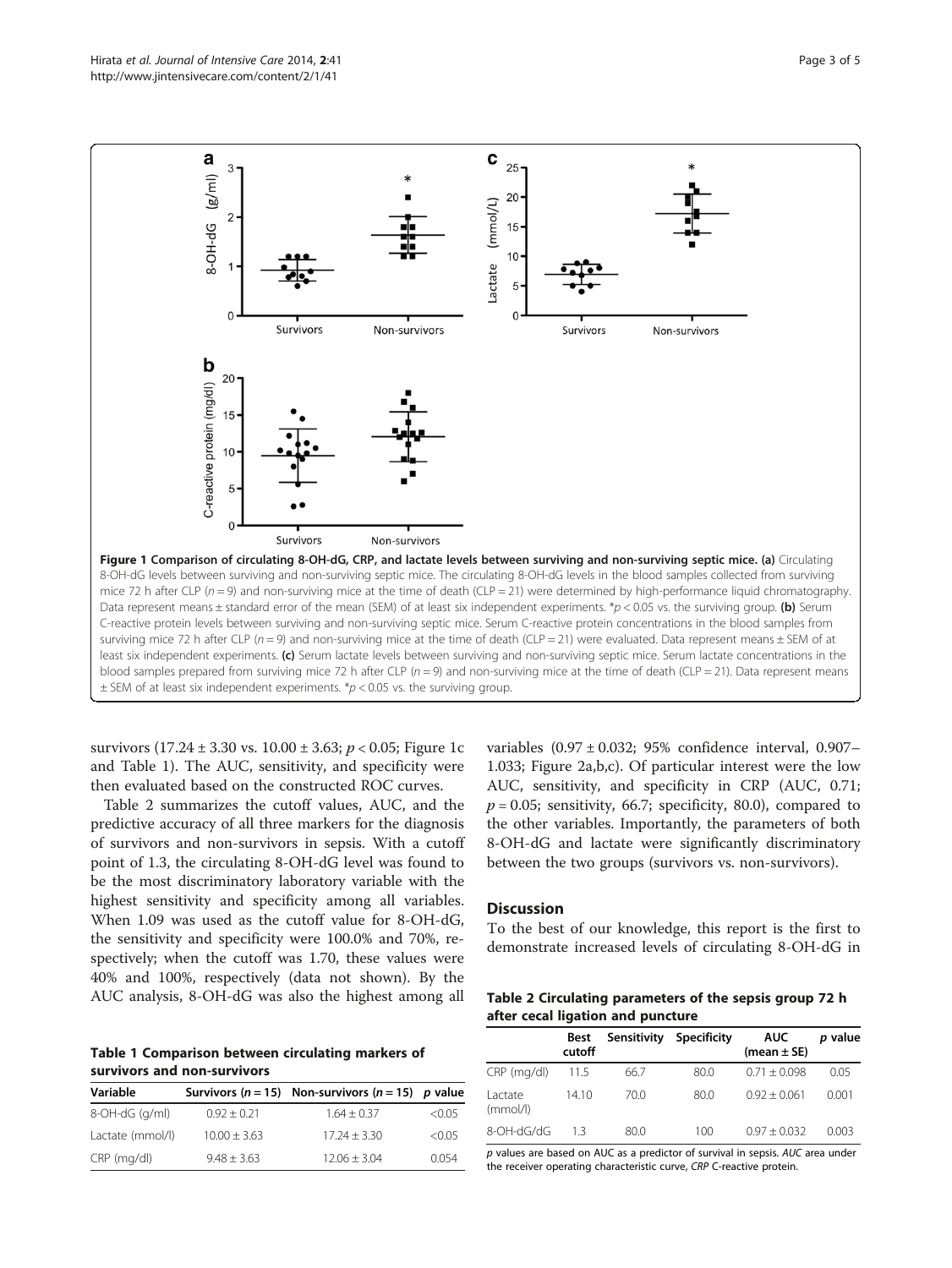a

8-OH-dG (g/ml)

3
2
1
0

*

Survivors Non-survivors

c

Lactate (mmol/L)

25
20
15
10
5
0

*

Survivors Non-survivors

b

C-reactive protein (mg/dl)

20
15
10
5
0

Survivors Non-survivors

**Figure 1 Comparison of circulating 8-OH-dG, CRP, and lactate levels between surviving and non-surviving septic mice. (a)** Circulating 8-OH-dG levels between surviving and non-surviving septic mice. The circulating 8-OH-dG levels in the blood samples collected from surviving mice 72 h after CLP ($n = 9$) and non-surviving mice at the time of death (CLP = 21) were determined by high-performance liquid chromatography. Data represent means ± standard error of the mean (SEM) of at least six independent experiments. *$p < 0.05$ vs. the surviving group. **(b)** Serum C-reactive protein levels between surviving and non-surviving septic mice. Serum C-reactive protein concentrations in the blood samples from surviving mice 72 h after CLP ($n = 9$) and non-surviving mice at the time of death (CLP = 21) were evaluated. Data represent means ± SEM of at least six independent experiments. **(c)** Serum lactate levels between surviving and non-surviving septic mice. Serum lactate concentrations in the blood samples prepared from surviving mice 72 h after CLP ($n = 9$) and non-surviving mice at the time of death (CLP = 21). Data represent means ± SEM of at least six independent experiments. *$p < 0.05$ vs. the surviving group.

survivors (17.24 ± 3.30 vs. 10.00 ± 3.63; $p < 0.05$; Figure 1c and Table 1). The AUC, sensitivity, and specificity were then evaluated based on the constructed ROC curves.

Table 2 summarizes the cutoff values, AUC, and the predictive accuracy of all three markers for the diagnosis of survivors and non-survivors in sepsis. With a cutoff point of 1.3, the circulating 8-OH-dG level was found to be the most discriminatory laboratory variable with the highest sensitivity and specificity among all variables. When 1.09 was used as the cutoff value for 8-OH-dG, the sensitivity and specificity were 100.0% and 70%, respectively; when the cutoff was 1.70, these values were 40% and 100%, respectively (data not shown). By the AUC analysis, 8-OH-dG was also the highest among all variables (0.97 ± 0.032; 95% confidence interval, 0.907–1.033; Figure 2a,b,c). Of particular interest were the low AUC, sensitivity, and specificity in CRP (AUC, 0.71; $p = 0.05$; sensitivity, 66.7; specificity, 80.0), compared to the other variables. Importantly, the parameters of both 8-OH-dG and lactate were significantly discriminatory between the two groups (survivors vs. non-survivors).

**Table 1 Comparison between circulating markers of survivors and non-survivors**

| Variable | Survivors ($n = 15$) | Non-survivors ($n = 15$) | $p$ value |
|---|---|---|---|
| 8-OH-dG (g/ml) | 0.92 ± 0.21 | 1.64 ± 0.37 | <0.05 |
| Lactate (mmol/l) | 10.00 ± 3.63 | 17.24 ± 3.30 | <0.05 |
| CRP (mg/dl) | 9.48 ± 3.63 | 12.06 ± 3.04 | 0.054 |

## Discussion

To the best of our knowledge, this report is the first to demonstrate increased levels of circulating 8-OH-dG in

**Table 2 Circulating parameters of the sepsis group 72 h after cecal ligation and puncture**

| | Best cutoff | Sensitivity | Specificity | AUC (mean ± SE) | $p$ value |
|---|---|---|---|---|---|
| CRP (mg/dl) | 11.5 | 66.7 | 80.0 | 0.71 ± 0.098 | 0.05 |
| Lactate (mmol/l) | 14.10 | 70.0 | 80.0 | 0.92 ± 0.061 | 0.001 |
| 8-OH-dG/dG | 1.3 | 80.0 | 100 | 0.97 ± 0.032 | 0.003 |

*p* values are based on AUC as a predictor of survival in sepsis. *AUC* area under the receiver operating characteristic curve, *CRP* C-reactive protein.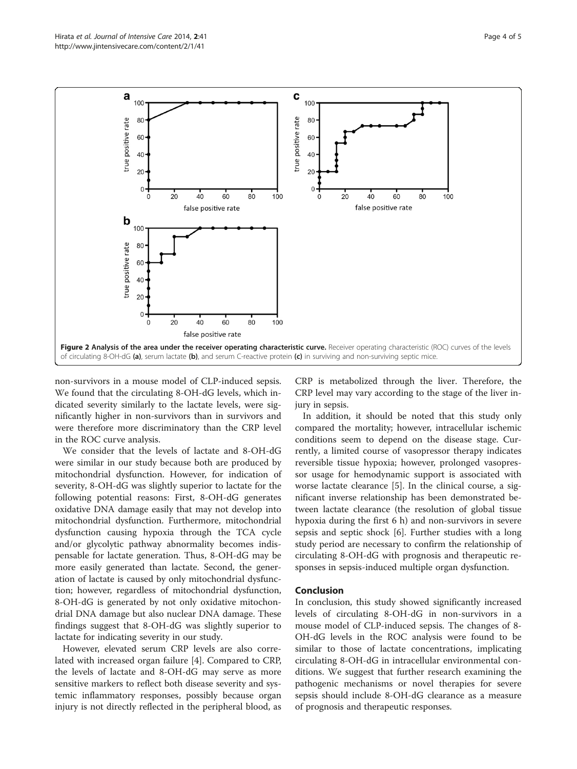a

100
80
60
40
20
0

true positive rate

0 20 40 60 80 100

false positive rate

c

100
80
60
40
20
0

true positive rate

0 20 40 60 80 100

false positive rate

b

100
80
60
40
20
0

true positive rate

0 20 40 60 80 100

false positive rate

**Figure 2 Analysis of the area under the receiver operating characteristic curve.** Receiver operating characteristic (ROC) curves of the levels of circulating 8-OH-dG **(a)**, serum lactate **(b)**, and serum C-reactive protein **(c)** in surviving and non-surviving septic mice.

non-survivors in a mouse model of CLP-induced sepsis. We found that the circulating 8-OH-dG levels, which indicated severity similarly to the lactate levels, were significantly higher in non-survivors than in survivors and were therefore more discriminatory than the CRP level in the ROC curve analysis.

We consider that the levels of lactate and 8-OH-dG were similar in our study because both are produced by mitochondrial dysfunction. However, for indication of severity, 8-OH-dG was slightly superior to lactate for the following potential reasons: First, 8-OH-dG generates oxidative DNA damage easily that may not develop into mitochondrial dysfunction. Furthermore, mitochondrial dysfunction causing hypoxia through the TCA cycle and/or glycolytic pathway abnormality becomes indispensable for lactate generation. Thus, 8-OH-dG may be more easily generated than lactate. Second, the generation of lactate is caused by only mitochondrial dysfunction; however, regardless of mitochondrial dysfunction, 8-OH-dG is generated by not only oxidative mitochondrial DNA damage but also nuclear DNA damage. These findings suggest that 8-OH-dG was slightly superior to lactate for indicating severity in our study.

However, elevated serum CRP levels are also correlated with increased organ failure [4]. Compared to CRP, the levels of lactate and 8-OH-dG may serve as more sensitive markers to reflect both disease severity and systemic inflammatory responses, possibly because organ injury is not directly reflected in the peripheral blood, as CRP is metabolized through the liver. Therefore, the CRP level may vary according to the stage of the liver injury in sepsis.

In addition, it should be noted that this study only compared the mortality; however, intracellular ischemic conditions seem to depend on the disease stage. Currently, a limited course of vasopressor therapy indicates reversible tissue hypoxia; however, prolonged vasopressor usage for hemodynamic support is associated with worse lactate clearance [5]. In the clinical course, a significant inverse relationship has been demonstrated between lactate clearance (the resolution of global tissue hypoxia during the first 6 h) and non-survivors in severe sepsis and septic shock [6]. Further studies with a long study period are necessary to confirm the relationship of circulating 8-OH-dG with prognosis and therapeutic responses in sepsis-induced multiple organ dysfunction.

## Conclusion

In conclusion, this study showed significantly increased levels of circulating 8-OH-dG in non-survivors in a mouse model of CLP-induced sepsis. The changes of 8-OH-dG levels in the ROC analysis were found to be similar to those of lactate concentrations, implicating circulating 8-OH-dG in intracellular environmental conditions. We suggest that further research examining the pathogenic mechanisms or novel therapies for severe sepsis should include 8-OH-dG clearance as a measure of prognosis and therapeutic responses.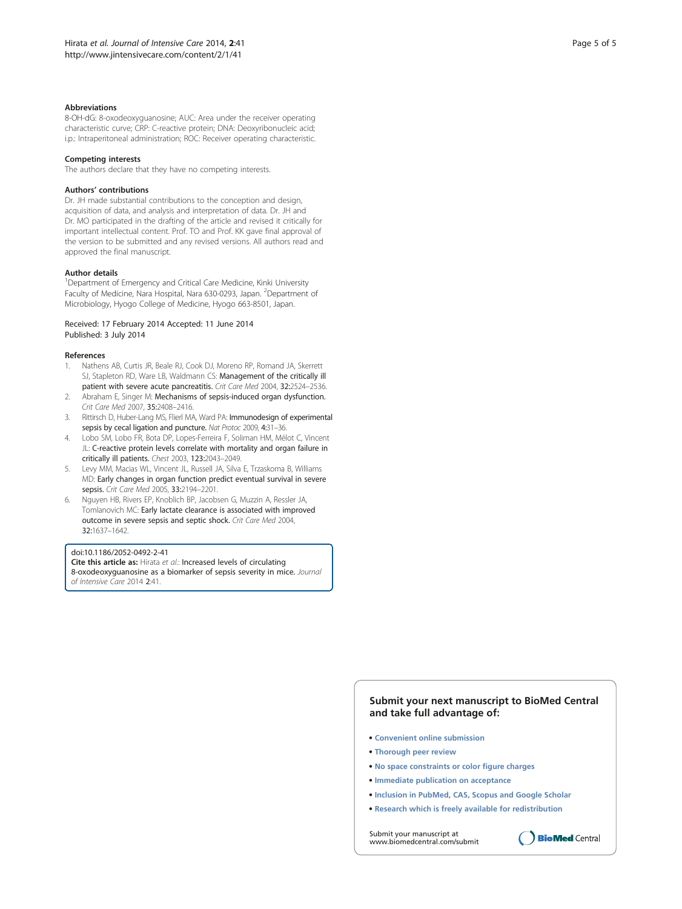### Abbreviations

8-OH-dG: 8-oxodeoxyguanosine; AUC: Area under the receiver operating characteristic curve; CRP: C-reactive protein; DNA: Deoxyribonucleic acid; i.p.: Intraperitoneal administration; ROC: Receiver operating characteristic.

### Competing interests

The authors declare that they have no competing interests.

### Authors' contributions

Dr. JH made substantial contributions to the conception and design, acquisition of data, and analysis and interpretation of data. Dr. JH and Dr. MO participated in the drafting of the article and revised it critically for important intellectual content. Prof. TO and Prof. KK gave final approval of the version to be submitted and any revised versions. All authors read and approved the final manuscript.

### Author details

[1]Department of Emergency and Critical Care Medicine, Kinki University Faculty of Medicine, Nara Hospital, Nara 630-0293, Japan. [2]Department of Microbiology, Hyogo College of Medicine, Hyogo 663-8501, Japan.

Received: 17 February 2014 Accepted: 11 June 2014
Published: 3 July 2014

### References

1. Nathens AB, Curtis JR, Beale RJ, Cook DJ, Moreno RP, Romand JA, Skerrett SJ, Stapleton RD, Ware LB, Waldmann CS: **Management of the critically ill patient with severe acute pancreatitis.** *Crit Care Med* 2004, **32:**2524–2536.
2. Abraham E, Singer M: **Mechanisms of sepsis-induced organ dysfunction.** *Crit Care Med* 2007, **35:**2408–2416.
3. Rittirsch D, Huber-Lang MS, Flierl MA, Ward PA: **Immunodesign of experimental sepsis by cecal ligation and puncture.** *Nat Protoc* 2009, **4:**31–36.
4. Lobo SM, Lobo FR, Bota DP, Lopes-Ferreira F, Soliman HM, Mélot C, Vincent JL: **C-reactive protein levels correlate with mortality and organ failure in critically ill patients.** *Chest* 2003, **123:**2043–2049.
5. Levy MM, Macias WL, Vincent JL, Russell JA, Silva E, Trzaskoma B, Williams MD: **Early changes in organ function predict eventual survival in severe sepsis.** *Crit Care Med* 2005, **33:**2194–2201.
6. Nguyen HB, Rivers EP, Knoblich BP, Jacobsen G, Muzzin A, Ressler JA, Tomlanovich MC: **Early lactate clearance is associated with improved outcome in severe sepsis and septic shock.** *Crit Care Med* 2004, **32:**1637–1642.

doi:10.1186/2052-0492-2-41
**Cite this article as:** Hirata *et al.*: Increased levels of circulating 8-oxodeoxyguanosine as a biomarker of sepsis severity in mice. *Journal of Intensive Care* 2014 **2**:41.

**Submit your next manuscript to BioMed Central and take full advantage of:**

- **Convenient online submission**
- **Thorough peer review**
- **No space constraints or color figure charges**
- **Immediate publication on acceptance**
- **Inclusion in PubMed, CAS, Scopus and Google Scholar**
- **Research which is freely available for redistribution**

Submit your manuscript at
www.biomedcentral.com/submit

BioMed Central